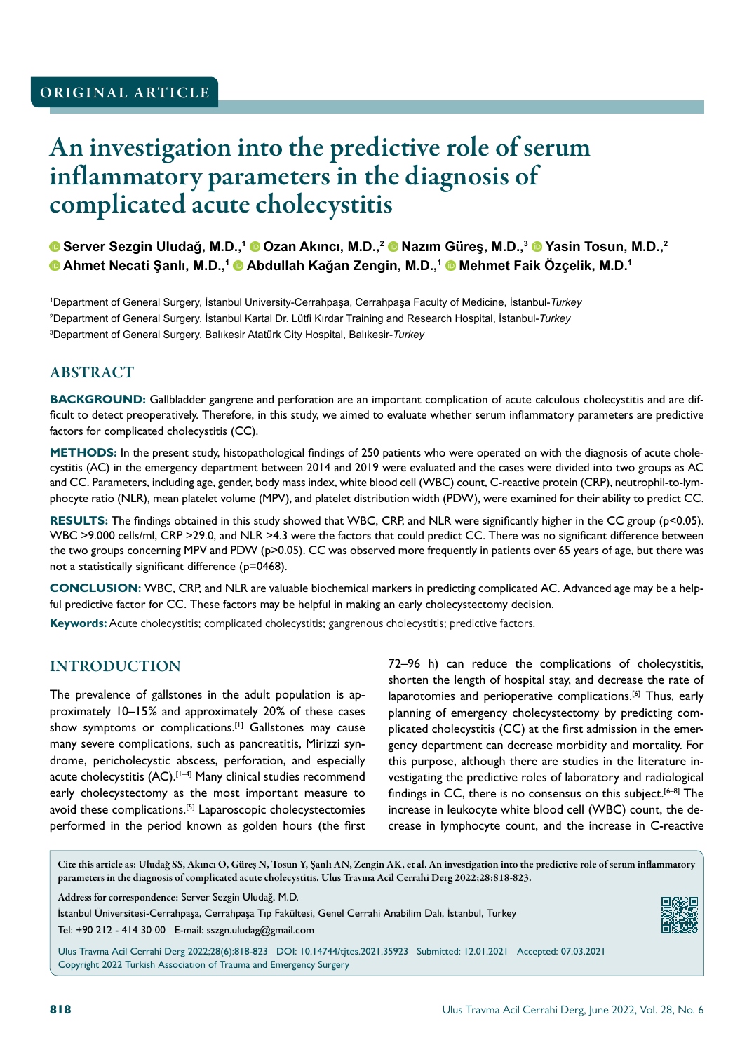ORIGINAL ARTICLE

# An investigation into the predictive role of serum inflammatory parameters in the diagnosis of complicated acute cholecystitis

**Server Sezgin Uludağ, M.D.,[1] Ozan Akıncı, M.D.,[2] Nazım Güreş, M.D.,[3] Yasin Tosun, M.D.,[2] Ahmet Necati Şanlı, M.D.,[1] Abdullah Kağan Zengin, M.D.,[1] Mehmet Faik Özçelik, M.D.[1]**

[1]Department of General Surgery, İstanbul University-Cerrahpaşa, Cerrahpaşa Faculty of Medicine, İstanbul-*Turkey*
[2]Department of General Surgery, İstanbul Kartal Dr. Lütfi Kırdar Training and Research Hospital, İstanbul-*Turkey*
[3]Department of General Surgery, Balıkesir Atatürk City Hospital, Balıkesir-*Turkey*

## ABSTRACT

**BACKGROUND:** Gallbladder gangrene and perforation are an important complication of acute calculous cholecystitis and are difficult to detect preoperatively. Therefore, in this study, we aimed to evaluate whether serum inflammatory parameters are predictive factors for complicated cholecystitis (CC).

**METHODS:** In the present study, histopathological findings of 250 patients who were operated on with the diagnosis of acute cholecystitis (AC) in the emergency department between 2014 and 2019 were evaluated and the cases were divided into two groups as AC and CC. Parameters, including age, gender, body mass index, white blood cell (WBC) count, C-reactive protein (CRP), neutrophil-to-lymphocyte ratio (NLR), mean platelet volume (MPV), and platelet distribution width (PDW), were examined for their ability to predict CC.

**RESULTS:** The findings obtained in this study showed that WBC, CRP, and NLR were significantly higher in the CC group ($p<0.05$). WBC >9.000 cells/ml, CRP >29.0, and NLR >4.3 were the factors that could predict CC. There was no significant difference between the two groups concerning MPV and PDW ($p>0.05$). CC was observed more frequently in patients over 65 years of age, but there was not a statistically significant difference (p=0468).

**CONCLUSION:** WBC, CRP, and NLR are valuable biochemical markers in predicting complicated AC. Advanced age may be a helpful predictive factor for CC. These factors may be helpful in making an early cholecystectomy decision.

**Keywords:** Acute cholecystitis; complicated cholecystitis; gangrenous cholecystitis; predictive factors.

## INTRODUCTION

The prevalence of gallstones in the adult population is approximately 10–15% and approximately 20% of these cases show symptoms or complications.[1] Gallstones may cause many severe complications, such as pancreatitis, Mirizzi syndrome, pericholecystic abscess, perforation, and especially acute cholecystitis (AC).[1–4] Many clinical studies recommend early cholecystectomy as the most important measure to avoid these complications.[5] Laparoscopic cholecystectomies performed in the period known as golden hours (the first 72–96 h) can reduce the complications of cholecystitis, shorten the length of hospital stay, and decrease the rate of laparotomies and perioperative complications.[6] Thus, early planning of emergency cholecystectomy by predicting complicated cholecystitis (CC) at the first admission in the emergency department can decrease morbidity and mortality. For this purpose, although there are studies in the literature investigating the predictive roles of laboratory and radiological findings in CC, there is no consensus on this subject.[6–8] The increase in leukocyte white blood cell (WBC) count, the decrease in lymphocyte count, and the increase in C-reactive

Cite this article as: Uludağ SS, Akıncı O, Güreş N, Tosun Y, Şanlı AN, Zengin AK, et al. An investigation into the predictive role of serum inflammatory parameters in the diagnosis of complicated acute cholecystitis. Ulus Travma Acil Cerrahi Derg 2022;28:818-823.

Address for correspondence: Server Sezgin Uludağ, M.D.
İstanbul Üniversitesi-Cerrahpaşa, Cerrahpaşa Tıp Fakültesi, Genel Cerrahi Anabilim Dalı, İstanbul, Turkey
Tel: +90 212 - 414 30 00 E-mail: sszgn.uludag@gmail.com

Ulus Travma Acil Cerrahi Derg 2022;28(6):818-823 DOI: 10.14744/tjtes.2021.35923 Submitted: 12.01.2021 Accepted: 07.03.2021
Copyright 2022 Turkish Association of Trauma and Emergency Surgery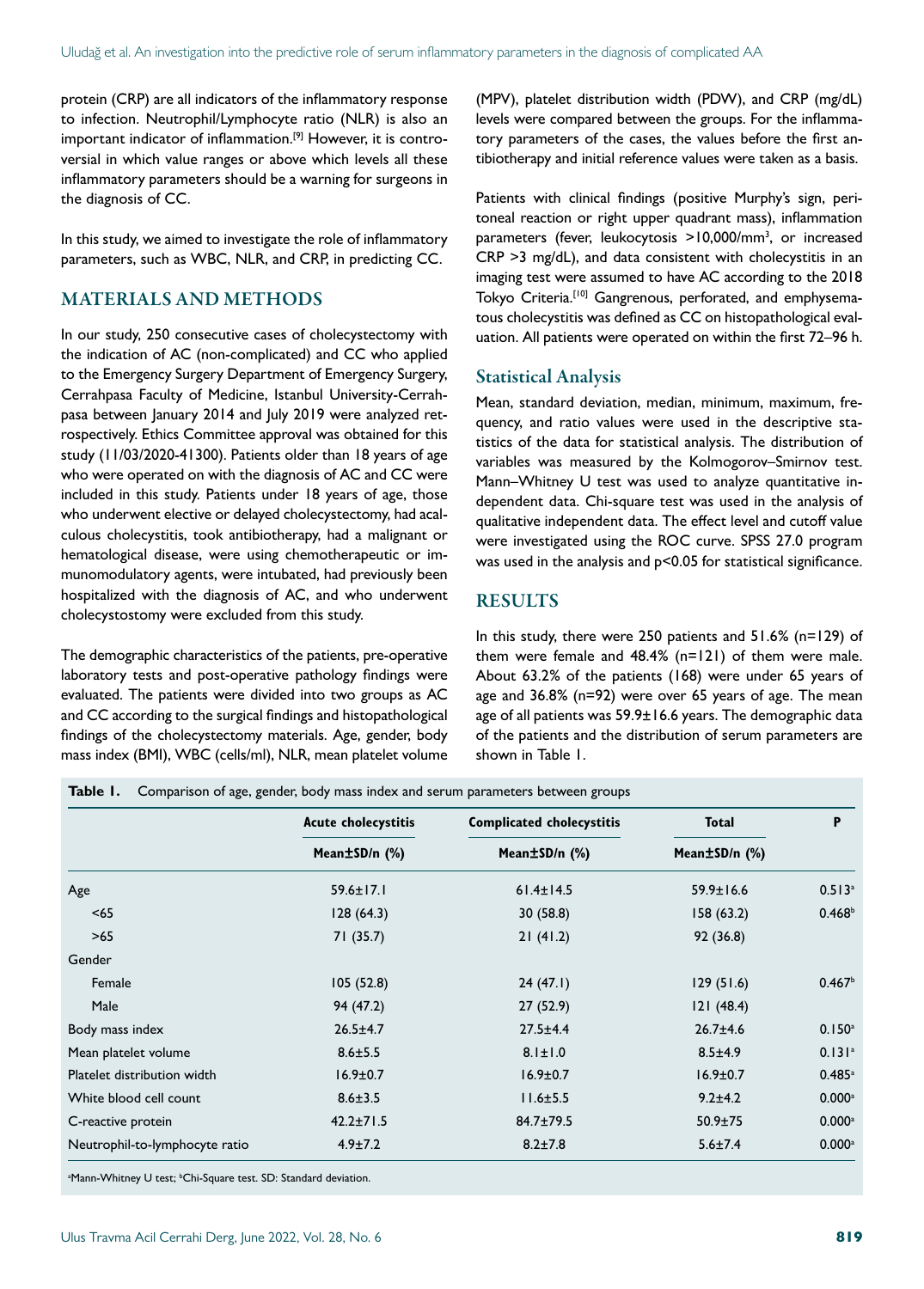protein (CRP) are all indicators of the inflammatory response to infection. Neutrophil/Lymphocyte ratio (NLR) is also an important indicator of inflammation.[9] However, it is controversial in which value ranges or above which levels all these inflammatory parameters should be a warning for surgeons in the diagnosis of CC.

In this study, we aimed to investigate the role of inflammatory parameters, such as WBC, NLR, and CRP, in predicting CC.

## MATERIALS AND METHODS

In our study, 250 consecutive cases of cholecystectomy with the indication of AC (non-complicated) and CC who applied to the Emergency Surgery Department of Emergency Surgery, Cerrahpasa Faculty of Medicine, Istanbul University-Cerrahpasa between January 2014 and July 2019 were analyzed retrospectively. Ethics Committee approval was obtained for this study (11/03/2020-41300). Patients older than 18 years of age who were operated on with the diagnosis of AC and CC were included in this study. Patients under 18 years of age, those who underwent elective or delayed cholecystectomy, had acalculous cholecystitis, took antibiotherapy, had a malignant or hematological disease, were using chemotherapeutic or immunomodulatory agents, were intubated, had previously been hospitalized with the diagnosis of AC, and who underwent cholecystostomy were excluded from this study.

The demographic characteristics of the patients, pre-operative laboratory tests and post-operative pathology findings were evaluated. The patients were divided into two groups as AC and CC according to the surgical findings and histopathological findings of the cholecystectomy materials. Age, gender, body mass index (BMI), WBC (cells/ml), NLR, mean platelet volume (MPV), platelet distribution width (PDW), and CRP (mg/dL) levels were compared between the groups. For the inflammatory parameters of the cases, the values before the first antibiotherapy and initial reference values were taken as a basis.

Patients with clinical findings (positive Murphy's sign, peritoneal reaction or right upper quadrant mass), inflammation parameters (fever, leukocytosis >10,000/mm$^3$, or increased CRP >3 mg/dL), and data consistent with cholecystitis in an imaging test were assumed to have AC according to the 2018 Tokyo Criteria.[10] Gangrenous, perforated, and emphysematous cholecystitis was defined as CC on histopathological evaluation. All patients were operated on within the first 72–96 h.

### Statistical Analysis

Mean, standard deviation, median, minimum, maximum, frequency, and ratio values were used in the descriptive statistics of the data for statistical analysis. The distribution of variables was measured by the Kolmogorov–Smirnov test. Mann–Whitney U test was used to analyze quantitative independent data. Chi-square test was used in the analysis of qualitative independent data. The effect level and cutoff value were investigated using the ROC curve. SPSS 27.0 program was used in the analysis and p<0.05 for statistical significance.

## RESULTS

In this study, there were 250 patients and 51.6% (n=129) of them were female and 48.4% (n=121) of them were male. About 63.2% of the patients (168) were under 65 years of age and 36.8% (n=92) were over 65 years of age. The mean age of all patients was 59.9±16.6 years. The demographic data of the patients and the distribution of serum parameters are shown in Table 1.

**Table 1.** Comparison of age, gender, body mass index and serum parameters between groups

| | Acute cholecystitis | Complicated cholecystitis | Total | P |
|---|---|---|---|---|
| | Mean±SD/n (%) | Mean±SD/n (%) | Mean±SD/n (%) | |
| Age | 59.6±17.1 | 61.4±14.5 | 59.9±16.6 | 0.513[a] |
| <65 | 128 (64.3) | 30 (58.8) | 158 (63.2) | 0.468[b] |
| >65 | 71 (35.7) | 21 (41.2) | 92 (36.8) | |
| Gender | | | | |
| Female | 105 (52.8) | 24 (47.1) | 129 (51.6) | 0.467[b] |
| Male | 94 (47.2) | 27 (52.9) | 121 (48.4) | |
| Body mass index | 26.5±4.7 | 27.5±4.4 | 26.7±4.6 | 0.150[a] |
| Mean platelet volume | 8.6±5.5 | 8.1±1.0 | 8.5±4.9 | 0.131[a] |
| Platelet distribution width | 16.9±0.7 | 16.9±0.7 | 16.9±0.7 | 0.485[a] |
| White blood cell count | 8.6±3.5 | 11.6±5.5 | 9.2±4.2 | 0.000[a] |
| C-reactive protein | 42.2±71.5 | 84.7±79.5 | 50.9±75 | 0.000[a] |
| Neutrophil-to-lymphocyte ratio | 4.9±7.2 | 8.2±7.8 | 5.6±7.4 | 0.000[a] |

[a]Mann-Whitney U test; [b]Chi-Square test. SD: Standard deviation.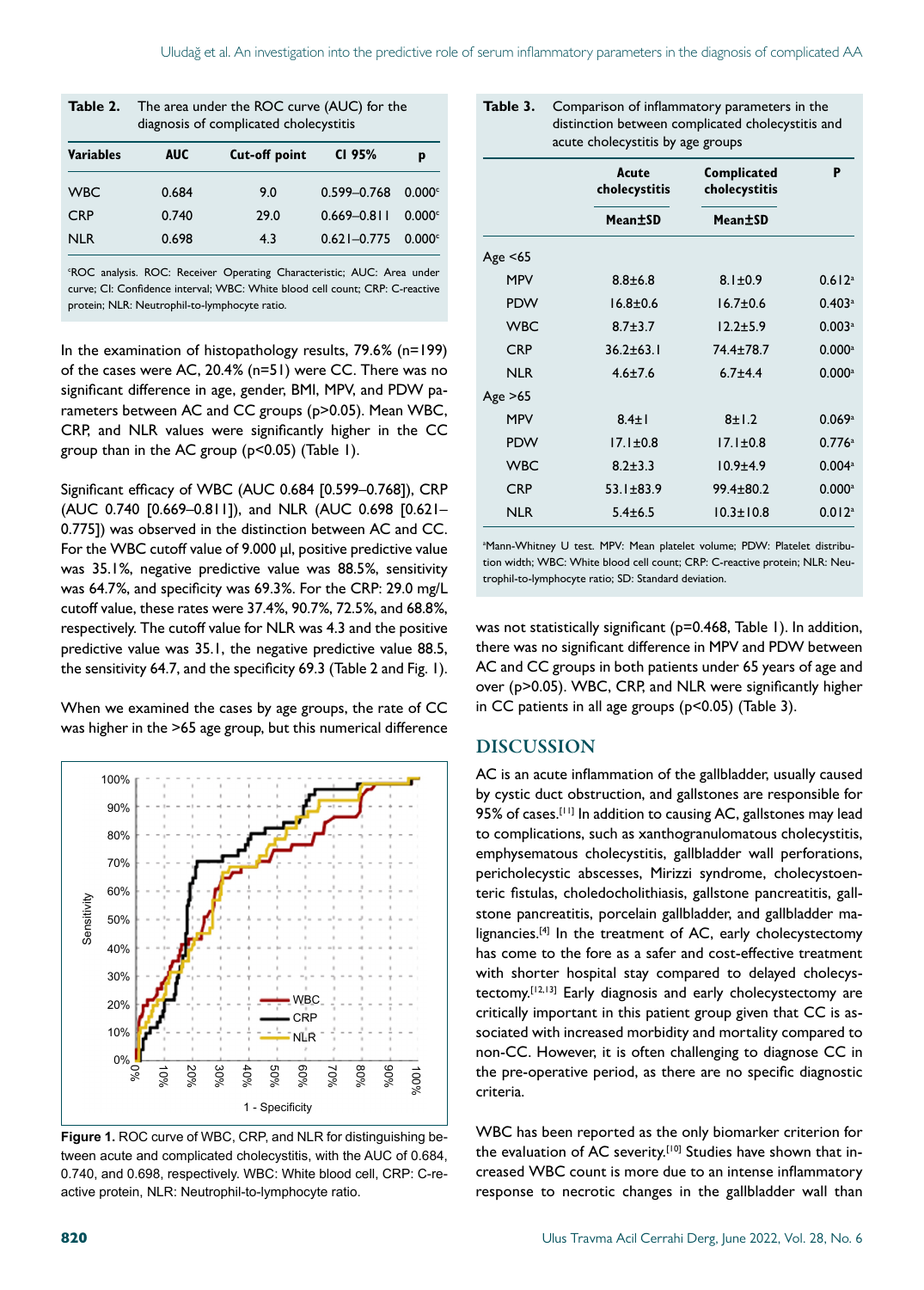**Table 2.** The area under the ROC curve (AUC) for the diagnosis of complicated cholecystitis

| Variables | AUC | Cut-off point | CI 95% | p |
|---|---|---|---|---|
| WBC | 0.684 | 9.0 | 0.599–0.768 | 0.000[c] |
| CRP | 0.740 | 29.0 | 0.669–0.811 | 0.000[c] |
| NLR | 0.698 | 4.3 | 0.621–0.775 | 0.000[c] |

[c]ROC analysis. ROC: Receiver Operating Characteristic; AUC: Area under curve; CI: Confidence interval; WBC: White blood cell count; CRP: C-reactive protein; NLR: Neutrophil-to-lymphocyte ratio.

In the examination of histopathology results, 79.6% (n=199) of the cases were AC, 20.4% (n=51) were CC. There was no significant difference in age, gender, BMI, MPV, and PDW parameters between AC and CC groups (p>0.05). Mean WBC, CRP, and NLR values were significantly higher in the CC group than in the AC group (p<0.05) (Table 1).

Significant efficacy of WBC (AUC 0.684 [0.599–0.768]), CRP (AUC 0.740 [0.669–0.811]), and NLR (AUC 0.698 [0.621–0.775]) was observed in the distinction between AC and CC. For the WBC cutoff value of 9.000 µl, positive predictive value was 35.1%, negative predictive value was 88.5%, sensitivity was 64.7%, and specificity was 69.3%. For the CRP: 29.0 mg/L cutoff value, these rates were 37.4%, 90.7%, 72.5%, and 68.8%, respectively. The cutoff value for NLR was 4.3 and the positive predictive value was 35.1, the negative predictive value 88.5, the sensitivity 64.7, and the specificity 69.3 (Table 2 and Fig. 1).

When we examined the cases by age groups, the rate of CC was higher in the >65 age group, but this numerical difference was not statistically significant (p=0.468, Table 1). In addition, there was no significant difference in MPV and PDW between AC and CC groups in both patients under 65 years of age and over (p>0.05). WBC, CRP, and NLR were significantly higher in CC patients in all age groups (p<0.05) (Table 3).

**Figure 1.** ROC curve of WBC, CRP, and NLR for distinguishing between acute and complicated cholecystitis, with the AUC of 0.684, 0.740, and 0.698, respectively. WBC: White blood cell, CRP: C-reactive protein, NLR: Neutrophil-to-lymphocyte ratio.

**Table 3.** Comparison of inflammatory parameters in the distinction between complicated cholecystitis and acute cholecystitis by age groups

| | Acute cholecystitis | Complicated cholecystitis | P |
|---|---|---|---|
| | Mean±SD | Mean±SD | |
| Age <65 | | | |
| MPV | 8.8±6.8 | 8.1±0.9 | 0.612[a] |
| PDW | 16.8±0.6 | 16.7±0.6 | 0.403[a] |
| WBC | 8.7±3.7 | 12.2±5.9 | 0.003[a] |
| CRP | 36.2±63.1 | 74.4±78.7 | 0.000[a] |
| NLR | 4.6±7.6 | 6.7±4.4 | 0.000[a] |
| Age >65 | | | |
| MPV | 8.4±1 | 8±1.2 | 0.069[a] |
| PDW | 17.1±0.8 | 17.1±0.8 | 0.776[a] |
| WBC | 8.2±3.3 | 10.9±4.9 | 0.004[a] |
| CRP | 53.1±83.9 | 99.4±80.2 | 0.000[a] |
| NLR | 5.4±6.5 | 10.3±10.8 | 0.012[a] |

[a]Mann-Whitney U test. MPV: Mean platelet volume; PDW: Platelet distribution width; WBC: White blood cell count; CRP: C-reactive protein; NLR: Neutrophil-to-lymphocyte ratio; SD: Standard deviation.

## DISCUSSION

AC is an acute inflammation of the gallbladder, usually caused by cystic duct obstruction, and gallstones are responsible for 95% of cases.[11] In addition to causing AC, gallstones may lead to complications, such as xanthogranulomatous cholecystitis, emphysematous cholecystitis, gallbladder wall perforations, pericholecystic abscesses, Mirizzi syndrome, cholecystoenteric fistulas, choledocholithiasis, gallstone pancreatitis, gallstone pancreatitis, porcelain gallbladder, and gallbladder malignancies.[4] In the treatment of AC, early cholecystectomy has come to the fore as a safer and cost-effective treatment with shorter hospital stay compared to delayed cholecystectomy.[12,13] Early diagnosis and early cholecystectomy are critically important in this patient group given that CC is associated with increased morbidity and mortality compared to non-CC. However, it is often challenging to diagnose CC in the pre-operative period, as there are no specific diagnostic criteria.

WBC has been reported as the only biomarker criterion for the evaluation of AC severity.[10] Studies have shown that increased WBC count is more due to an intense inflammatory response to necrotic changes in the gallbladder wall than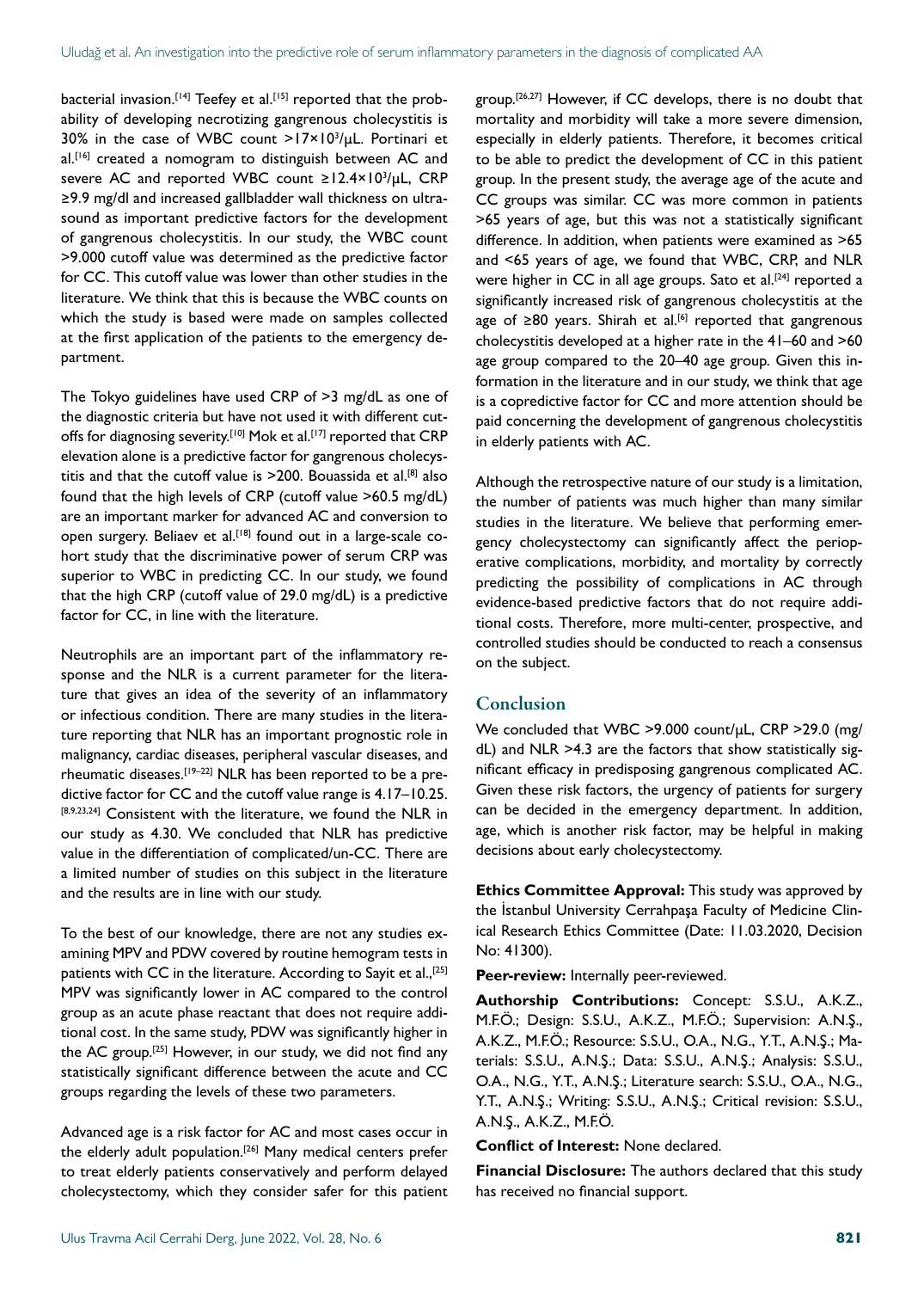bacterial invasion.[14] Teefey et al.[15] reported that the probability of developing necrotizing gangrenous cholecystitis is 30% in the case of WBC count $>17 \times 10^3/\mu L$. Portinari et al.[16] created a nomogram to distinguish between AC and severe AC and reported WBC count $\geq 12.4 \times 10^3/\mu L$, CRP $\geq 9.9$ mg/dl and increased gallbladder wall thickness on ultrasound as important predictive factors for the development of gangrenous cholecystitis. In our study, the WBC count >9.000 cutoff value was determined as the predictive factor for CC. This cutoff value was lower than other studies in the literature. We think that this is because the WBC counts on which the study is based were made on samples collected at the first application of the patients to the emergency department.

The Tokyo guidelines have used CRP of >3 mg/dL as one of the diagnostic criteria but have not used it with different cutoffs for diagnosing severity.[10] Mok et al.[17] reported that CRP elevation alone is a predictive factor for gangrenous cholecystitis and that the cutoff value is >200. Bouassida et al.[8] also found that the high levels of CRP (cutoff value >60.5 mg/dL) are an important marker for advanced AC and conversion to open surgery. Beliaev et al.[18] found out in a large-scale cohort study that the discriminative power of serum CRP was superior to WBC in predicting CC. In our study, we found that the high CRP (cutoff value of 29.0 mg/dL) is a predictive factor for CC, in line with the literature.

Neutrophils are an important part of the inflammatory response and the NLR is a current parameter for the literature that gives an idea of the severity of an inflammatory or infectious condition. There are many studies in the literature reporting that NLR has an important prognostic role in malignancy, cardiac diseases, peripheral vascular diseases, and rheumatic diseases.[19–22] NLR has been reported to be a predictive factor for CC and the cutoff value range is 4.17–10.25.[8,9,23,24] Consistent with the literature, we found the NLR in our study as 4.30. We concluded that NLR has predictive value in the differentiation of complicated/un-CC. There are a limited number of studies on this subject in the literature and the results are in line with our study.

To the best of our knowledge, there are not any studies examining MPV and PDW covered by routine hemogram tests in patients with CC in the literature. According to Sayit et al.,[25] MPV was significantly lower in AC compared to the control group as an acute phase reactant that does not require additional cost. In the same study, PDW was significantly higher in the AC group.[25] However, in our study, we did not find any statistically significant difference between the acute and CC groups regarding the levels of these two parameters.

Advanced age is a risk factor for AC and most cases occur in the elderly adult population.[26] Many medical centers prefer to treat elderly patients conservatively and perform delayed cholecystectomy, which they consider safer for this patient group.[26,27] However, if CC develops, there is no doubt that mortality and morbidity will take a more severe dimension, especially in elderly patients. Therefore, it becomes critical to be able to predict the development of CC in this patient group. In the present study, the average age of the acute and CC groups was similar. CC was more common in patients >65 years of age, but this was not a statistically significant difference. In addition, when patients were examined as >65 and <65 years of age, we found that WBC, CRP, and NLR were higher in CC in all age groups. Sato et al.[24] reported a significantly increased risk of gangrenous cholecystitis at the age of ≥80 years. Shirah et al.[6] reported that gangrenous cholecystitis developed at a higher rate in the 41–60 and >60 age group compared to the 20–40 age group. Given this information in the literature and in our study, we think that age is a copredictive factor for CC and more attention should be paid concerning the development of gangrenous cholecystitis in elderly patients with AC.

Although the retrospective nature of our study is a limitation, the number of patients was much higher than many similar studies in the literature. We believe that performing emergency cholecystectomy can significantly affect the perioperative complications, morbidity, and mortality by correctly predicting the possibility of complications in AC through evidence-based predictive factors that do not require additional costs. Therefore, more multi-center, prospective, and controlled studies should be conducted to reach a consensus on the subject.

## Conclusion

We concluded that WBC >9.000 count/μL, CRP >29.0 (mg/dL) and NLR >4.3 are the factors that show statistically significant efficacy in predisposing gangrenous complicated AC. Given these risk factors, the urgency of patients for surgery can be decided in the emergency department. In addition, age, which is another risk factor, may be helpful in making decisions about early cholecystectomy.

**Ethics Committee Approval:** This study was approved by the İstanbul University Cerrahpaşa Faculty of Medicine Clinical Research Ethics Committee (Date: 11.03.2020, Decision No: 41300).

**Peer-review:** Internally peer-reviewed.

**Authorship Contributions:** Concept: S.S.U., A.K.Z., M.F.Ö.; Design: S.S.U., A.K.Z., M.F.Ö.; Supervision: A.N.Ş., A.K.Z., M.F.Ö.; Resource: S.S.U., O.A., N.G., Y.T., A.N.Ş.; Materials: S.S.U., A.N.Ş.; Data: S.S.U., A.N.Ş.; Analysis: S.S.U., O.A., N.G., Y.T., A.N.Ş.; Literature search: S.S.U., O.A., N.G., Y.T., A.N.Ş.; Writing: S.S.U., A.N.Ş.; Critical revision: S.S.U., A.N.Ş., A.K.Z., M.F.Ö.

**Conflict of Interest:** None declared.

**Financial Disclosure:** The authors declared that this study has received no financial support.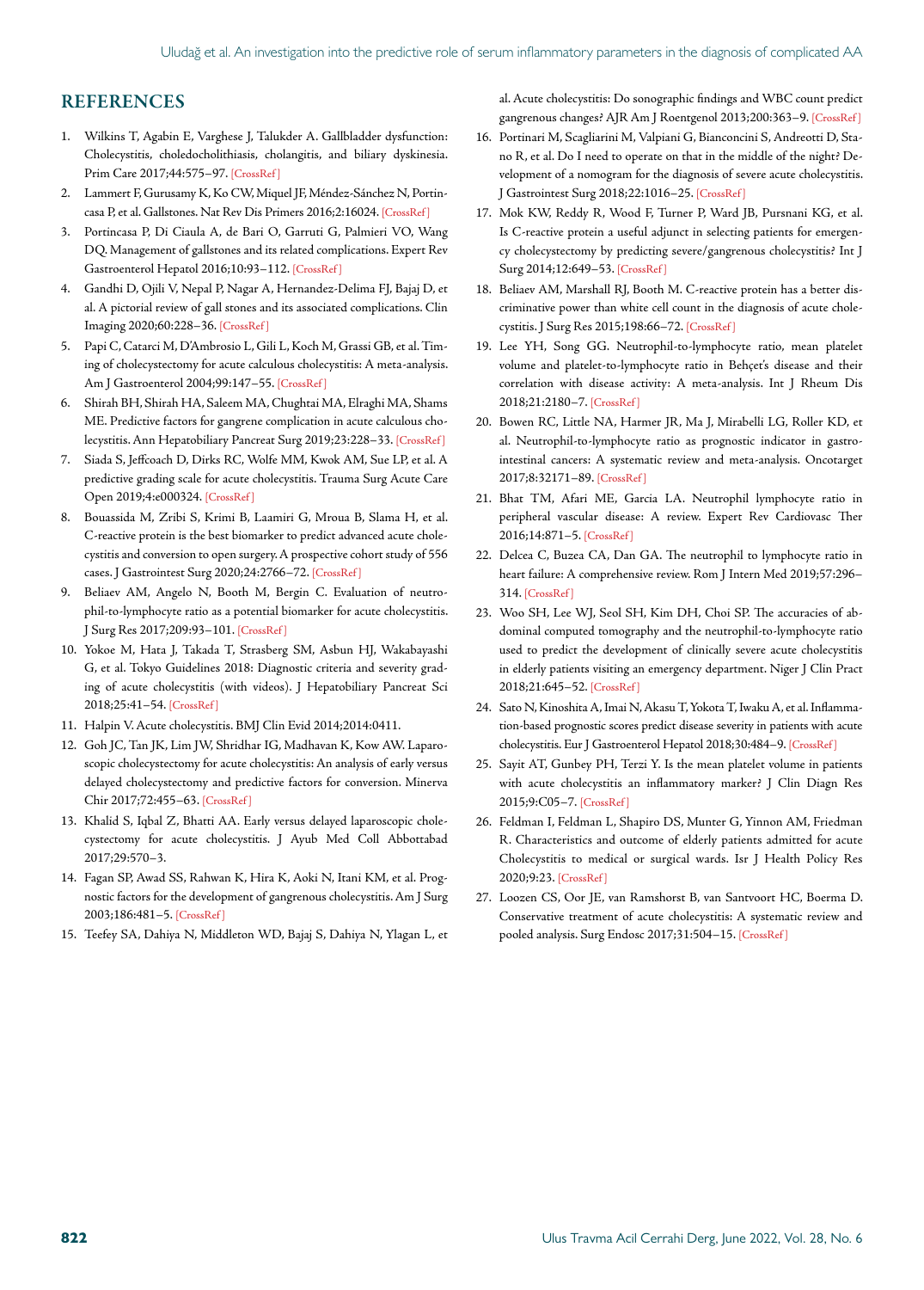## REFERENCES

1. Wilkins T, Agabin E, Varghese J, Talukder A. Gallbladder dysfunction: Cholecystitis, choledocholithiasis, cholangitis, and biliary dyskinesia. Prim Care 2017;44:575–97. [CrossRef]
2. Lammert F, Gurusamy K, Ko CW, Miquel JF, Méndez-Sánchez N, Portincasa P, et al. Gallstones. Nat Rev Dis Primers 2016;2:16024. [CrossRef]
3. Portincasa P, Di Ciaula A, de Bari O, Garruti G, Palmieri VO, Wang DQ. Management of gallstones and its related complications. Expert Rev Gastroenterol Hepatol 2016;10:93–112. [CrossRef]
4. Gandhi D, Ojili V, Nepal P, Nagar A, Hernandez-Delima FJ, Bajaj D, et al. A pictorial review of gall stones and its associated complications. Clin Imaging 2020;60:228–36. [CrossRef]
5. Papi C, Catarci M, D'Ambrosio L, Gili L, Koch M, Grassi GB, et al. Timing of cholecystectomy for acute calculous cholecystitis: A meta-analysis. Am J Gastroenterol 2004;99:147–55. [CrossRef]
6. Shirah BH, Shirah HA, Saleem MA, Chughtai MA, Elraghi MA, Shams ME. Predictive factors for gangrene complication in acute calculous cholecystitis. Ann Hepatobiliary Pancreat Surg 2019;23:228–33. [CrossRef]
7. Siada S, Jeffcoach D, Dirks RC, Wolfe MM, Kwok AM, Sue LP, et al. A predictive grading scale for acute cholecystitis. Trauma Surg Acute Care Open 2019;4:e000324. [CrossRef]
8. Bouassida M, Zribi S, Krimi B, Laamiri G, Mroua B, Slama H, et al. C-reactive protein is the best biomarker to predict advanced acute cholecystitis and conversion to open surgery. A prospective cohort study of 556 cases. J Gastrointest Surg 2020;24:2766–72. [CrossRef]
9. Beliaev AM, Angelo N, Booth M, Bergin C. Evaluation of neutrophil-to-lymphocyte ratio as a potential biomarker for acute cholecystitis. J Surg Res 2017;209:93–101. [CrossRef]
10. Yokoe M, Hata J, Takada T, Strasberg SM, Asbun HJ, Wakabayashi G, et al. Tokyo Guidelines 2018: Diagnostic criteria and severity grading of acute cholecystitis (with videos). J Hepatobiliary Pancreat Sci 2018;25:41–54. [CrossRef]
11. Halpin V. Acute cholecystitis. BMJ Clin Evid 2014;2014:0411.
12. Goh JC, Tan JK, Lim JW, Shridhar IG, Madhavan K, Kow AW. Laparoscopic cholecystectomy for acute cholecystitis: An analysis of early versus delayed cholecystectomy and predictive factors for conversion. Minerva Chir 2017;72:455–63. [CrossRef]
13. Khalid S, Iqbal Z, Bhatti AA. Early versus delayed laparoscopic cholecystectomy for acute cholecystitis. J Ayub Med Coll Abbottabad 2017;29:570–3.
14. Fagan SP, Awad SS, Rahwan K, Hira K, Aoki N, Itani KM, et al. Prognostic factors for the development of gangrenous cholecystitis. Am J Surg 2003;186:481–5. [CrossRef]
15. Teefey SA, Dahiya N, Middleton WD, Bajaj S, Dahiya N, Ylagan L, et al. Acute cholecystitis: Do sonographic findings and WBC count predict gangrenous changes? AJR Am J Roentgenol 2013;200:363–9. [CrossRef]
16. Portinari M, Scagliarini M, Valpiani G, Bianconcini S, Andreotti D, Stano R, et al. Do I need to operate on that in the middle of the night? Development of a nomogram for the diagnosis of severe acute cholecystitis. J Gastrointest Surg 2018;22:1016–25. [CrossRef]
17. Mok KW, Reddy R, Wood F, Turner P, Ward JB, Pursnani KG, et al. Is C-reactive protein a useful adjunct in selecting patients for emergency cholecystectomy by predicting severe/gangrenous cholecystitis? Int J Surg 2014;12:649–53. [CrossRef]
18. Beliaev AM, Marshall RJ, Booth M. C-reactive protein has a better discriminative power than white cell count in the diagnosis of acute cholecystitis. J Surg Res 2015;198:66–72. [CrossRef]
19. Lee YH, Song GG. Neutrophil-to-lymphocyte ratio, mean platelet volume and platelet-to-lymphocyte ratio in Behçet's disease and their correlation with disease activity: A meta-analysis. Int J Rheum Dis 2018;21:2180–7. [CrossRef]
20. Bowen RC, Little NA, Harmer JR, Ma J, Mirabelli LG, Roller KD, et al. Neutrophil-to-lymphocyte ratio as prognostic indicator in gastrointestinal cancers: A systematic review and meta-analysis. Oncotarget 2017;8:32171–89. [CrossRef]
21. Bhat TM, Afari ME, Garcia LA. Neutrophil lymphocyte ratio in peripheral vascular disease: A review. Expert Rev Cardiovasc Ther 2016;14:871–5. [CrossRef]
22. Delcea C, Buzea CA, Dan GA. The neutrophil to lymphocyte ratio in heart failure: A comprehensive review. Rom J Intern Med 2019;57:296–314. [CrossRef]
23. Woo SH, Lee WJ, Seol SH, Kim DH, Choi SP. The accuracies of abdominal computed tomography and the neutrophil-to-lymphocyte ratio used to predict the development of clinically severe acute cholecystitis in elderly patients visiting an emergency department. Niger J Clin Pract 2018;21:645–52. [CrossRef]
24. Sato N, Kinoshita A, Imai N, Akasu T, Yokota T, Iwaku A, et al. Inflammation-based prognostic scores predict disease severity in patients with acute cholecystitis. Eur J Gastroenterol Hepatol 2018;30:484–9. [CrossRef]
25. Sayit AT, Gunbey PH, Terzi Y. Is the mean platelet volume in patients with acute cholecystitis an inflammatory marker? J Clin Diagn Res 2015;9:C05–7. [CrossRef]
26. Feldman I, Feldman L, Shapiro DS, Munter G, Yinnon AM, Friedman R. Characteristics and outcome of elderly patients admitted for acute Cholecystitis to medical or surgical wards. Isr J Health Policy Res 2020;9:23. [CrossRef]
27. Loozen CS, Oor JE, van Ramshorst B, van Santvoort HC, Boerma D. Conservative treatment of acute cholecystitis: A systematic review and pooled analysis. Surg Endosc 2017;31:504–15. [CrossRef]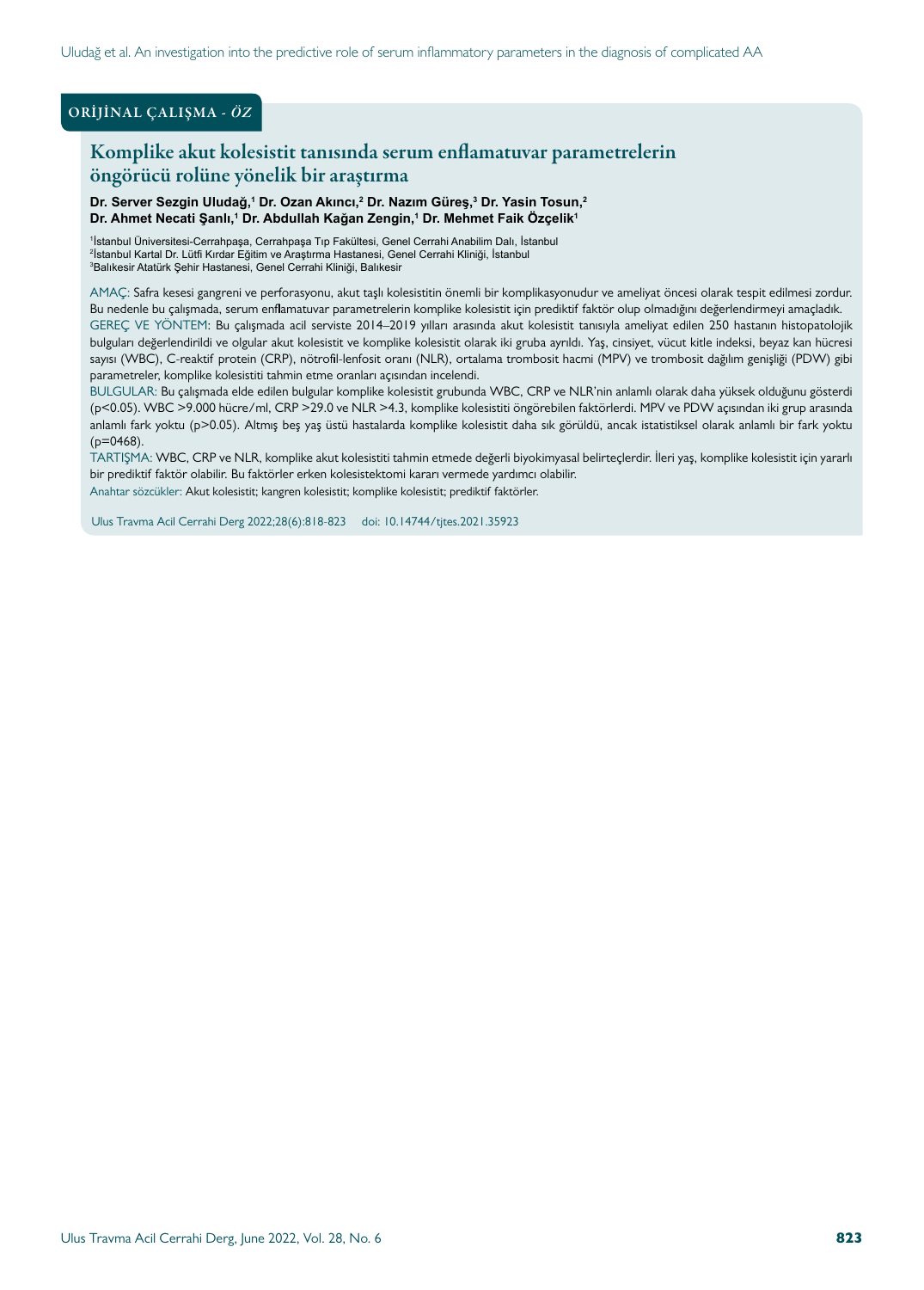ORİJİNAL ÇALIŞMA - *ÖZ*

# Komplike akut kolesistit tanısında serum enflamatuvar parametrelerin öngörücü rolüne yönelik bir araştırma

**Dr. Server Sezgin Uludağ,[1] Dr. Ozan Akıncı,[2] Dr. Nazım Güreş,[3] Dr. Yasin Tosun,[2] Dr. Ahmet Necati Şanlı,[1] Dr. Abdullah Kağan Zengin,[1] Dr. Mehmet Faik Özçelik[1]**

[1]İstanbul Üniversitesi-Cerrahpaşa, Cerrahpaşa Tıp Fakültesi, Genel Cerrahi Anabilim Dalı, İstanbul
[2]İstanbul Kartal Dr. Lütfi Kırdar Eğitim ve Araştırma Hastanesi, Genel Cerrahi Kliniği, İstanbul
[3]Balıkesir Atatürk Şehir Hastanesi, Genel Cerrahi Kliniği, Balıkesir

AMAÇ: Safra kesesi gangreni ve perforasyonu, akut taşlı kolesistitin önemli bir komplikasyonudur ve ameliyat öncesi olarak tespit edilmesi zordur. Bu nedenle bu çalışmada, serum enflamatuvar parametrelerin komplike kolesistit için prediktif faktör olup olmadığını değerlendirmeyi amaçladık.

GEREÇ VE YÖNTEM: Bu çalışmada acil serviste 2014–2019 yılları arasında akut kolesistit tanısıyla ameliyat edilen 250 hastanın histopatolojik bulguları değerlendirildi ve olgular akut kolesistit ve komplike kolesistit olarak iki gruba ayrıldı. Yaş, cinsiyet, vücut kitle indeksi, beyaz kan hücresi sayısı (WBC), C-reaktif protein (CRP), nötrofil-lenfosit oranı (NLR), ortalama trombosit hacmi (MPV) ve trombosit dağılım genişliği (PDW) gibi parametreler, komplike kolesistiti tahmin etme oranları açısından incelendi.

BULGULAR: Bu çalışmada elde edilen bulgular komplike kolesistit grubunda WBC, CRP ve NLR'nin anlamlı olarak daha yüksek olduğunu gösterdi ($p<0.05$). WBC >9.000 hücre/ml, CRP >29.0 ve NLR >4.3, komplike kolesistiti öngörebilen faktörlerdi. MPV ve PDW açısından iki grup arasında anlamlı fark yoktu ($p>0.05$). Altmış beş yaş üstü hastalarda komplike kolesistit daha sık görüldü, ancak istatistiksel olarak anlamlı bir fark yoktu ($p=0468$).

TARTIŞMA: WBC, CRP ve NLR, komplike akut kolesistiti tahmin etmede değerli biyokimyasal belirteçlerdir. İleri yaş, komplike kolesistit için yararlı bir prediktif faktör olabilir. Bu faktörler erken kolesistektomi kararı vermede yardımcı olabilir.

Anahtar sözcükler: Akut kolesistit; kangren kolesistit; komplike kolesistit; prediktif faktörler.

Ulus Travma Acil Cerrahi Derg 2022;28(6):818-823 doi: 10.14744/tjtes.2021.35923